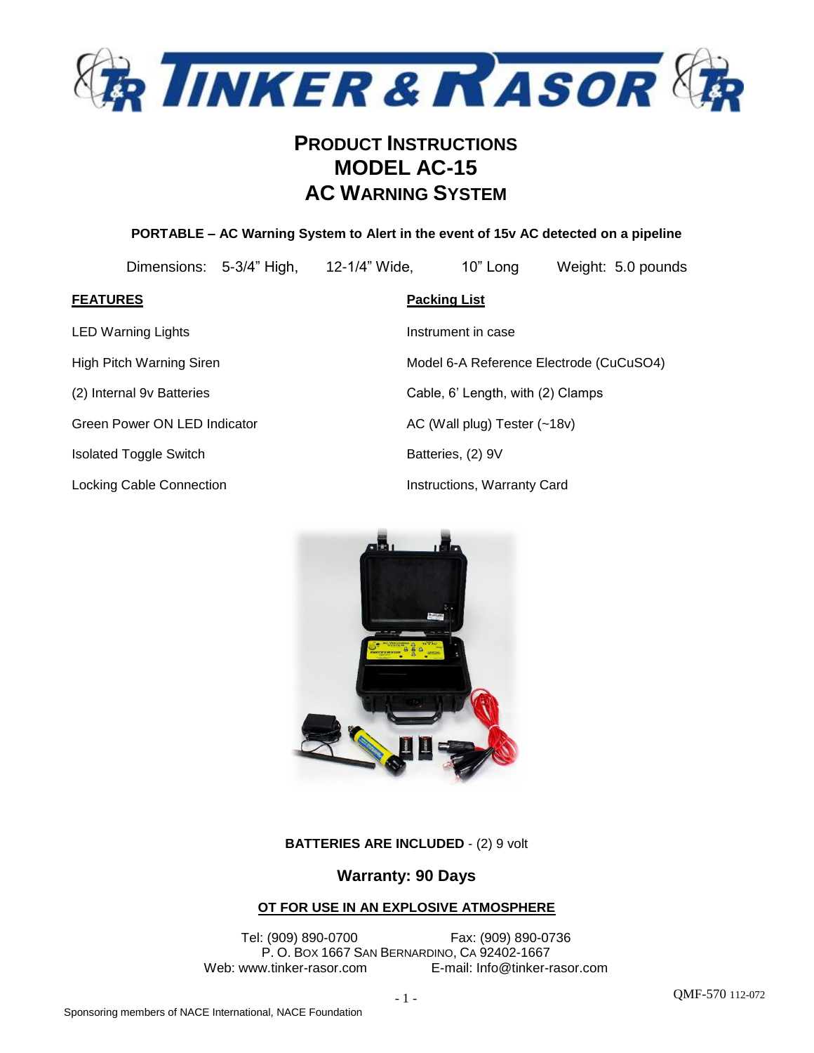# PRODUCT INSTRUCTIONS
# MODEL AC-15
# AC WARNING SYSTEM

**PORTABLE – AC Warning System to Alert in the event of 15v AC detected on a pipeline**

Dimensions: 5-3/4" High, 12-1/4" Wide, 10" Long Weight: 5.0 pounds

**FEATURES**

LED Warning Lights

High Pitch Warning Siren

(2) Internal 9v Batteries

Green Power ON LED Indicator

Isolated Toggle Switch

Locking Cable Connection

**Packing List**

Instrument in case

Model 6-A Reference Electrode (CuCuSO4)

Cable, 6' Length, with (2) Clamps

AC (Wall plug) Tester (~18v)

Batteries, (2) 9V

Instructions, Warranty Card

**BATTERIES ARE INCLUDED** - (2) 9 volt

**Warranty: 90 Days**

**OT FOR USE IN AN EXPLOSIVE ATMOSPHERE**

Tel: (909) 890-0700 Fax: (909) 890-0736
P. O. Box 1667 San Bernardino, CA 92402-1667
Web: www.tinker-rasor.com E-mail: Info@tinker-rasor.com

QMF-570 112-072

Sponsoring members of NACE International, NACE Foundation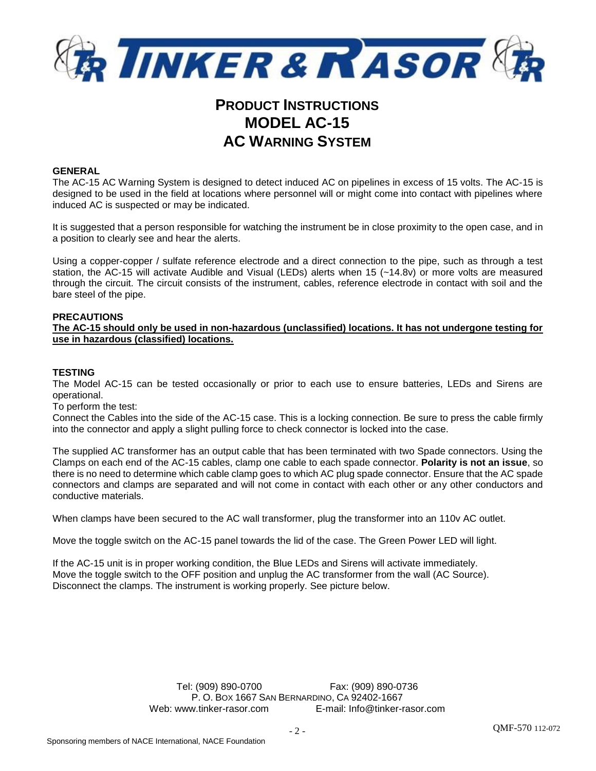# TINKER & RASOR

## PRODUCT INSTRUCTIONS
## MODEL AC-15
## AC WARNING SYSTEM

**GENERAL**

The AC-15 AC Warning System is designed to detect induced AC on pipelines in excess of 15 volts. The AC-15 is designed to be used in the field at locations where personnel will or might come into contact with pipelines where induced AC is suspected or may be indicated.

It is suggested that a person responsible for watching the instrument be in close proximity to the open case, and in a position to clearly see and hear the alerts.

Using a copper-copper / sulfate reference electrode and a direct connection to the pipe, such as through a test station, the AC-15 will activate Audible and Visual (LEDs) alerts when 15 (~14.8v) or more volts are measured through the circuit. The circuit consists of the instrument, cables, reference electrode in contact with soil and the bare steel of the pipe.

**PRECAUTIONS**

**The AC-15 should only be used in non-hazardous (unclassified) locations. It has not undergone testing for use in hazardous (classified) locations.**

**TESTING**

The Model AC-15 can be tested occasionally or prior to each use to ensure batteries, LEDs and Sirens are operational.

To perform the test:

Connect the Cables into the side of the AC-15 case. This is a locking connection. Be sure to press the cable firmly into the connector and apply a slight pulling force to check connector is locked into the case.

The supplied AC transformer has an output cable that has been terminated with two Spade connectors. Using the Clamps on each end of the AC-15 cables, clamp one cable to each spade connector. **Polarity is not an issue**, so there is no need to determine which cable clamp goes to which AC plug spade connector. Ensure that the AC spade connectors and clamps are separated and will not come in contact with each other or any other conductors and conductive materials.

When clamps have been secured to the AC wall transformer, plug the transformer into an 110v AC outlet.

Move the toggle switch on the AC-15 panel towards the lid of the case. The Green Power LED will light.

If the AC-15 unit is in proper working condition, the Blue LEDs and Sirens will activate immediately.
Move the toggle switch to the OFF position and unplug the AC transformer from the wall (AC Source).
Disconnect the clamps. The instrument is working properly. See picture below.

Tel: (909) 890-0700 Fax: (909) 890-0736
P. O. BOX 1667 SAN BERNARDINO, CA 92402-1667
Web: www.tinker-rasor.com E-mail: Info@tinker-rasor.com

QMF-570 112-072

Sponsoring members of NACE International, NACE Foundation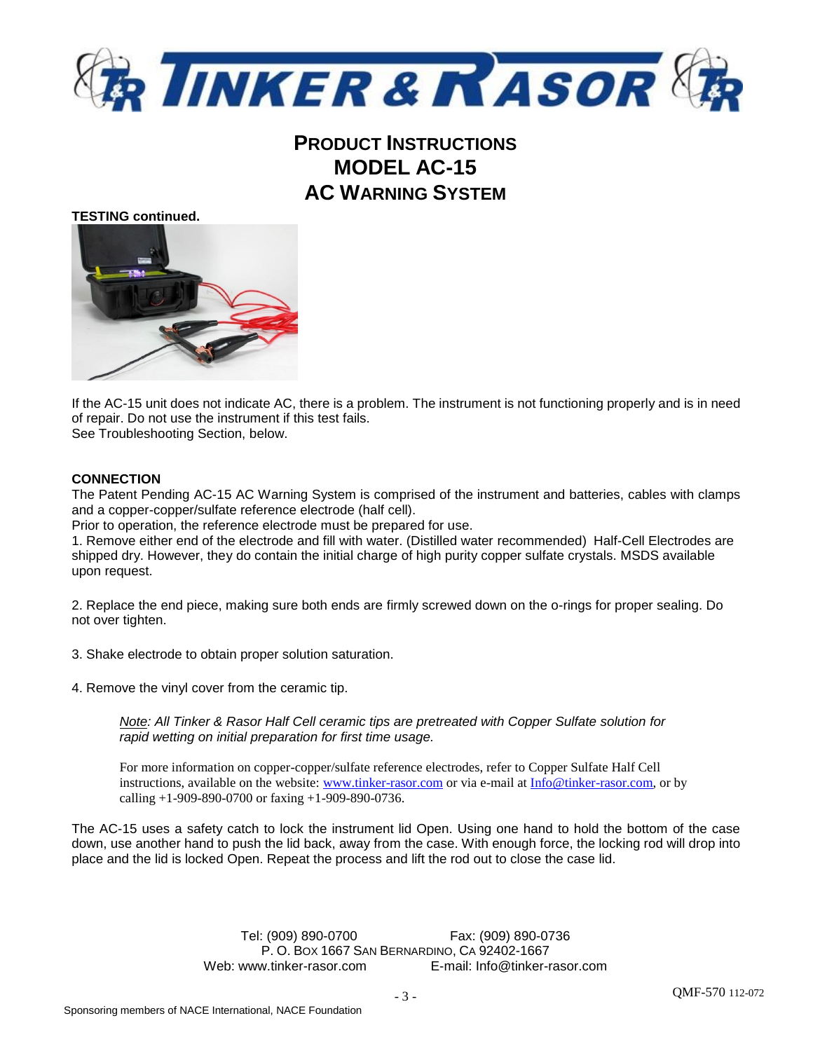# PRODUCT INSTRUCTIONS
# MODEL AC-15
# AC WARNING SYSTEM

**TESTING continued.**

If the AC-15 unit does not indicate AC, there is a problem. The instrument is not functioning properly and is in need of repair. Do not use the instrument if this test fails.
See Troubleshooting Section, below.

**CONNECTION**

The Patent Pending AC-15 AC Warning System is comprised of the instrument and batteries, cables with clamps and a copper-copper/sulfate reference electrode (half cell).
Prior to operation, the reference electrode must be prepared for use.

1. Remove either end of the electrode and fill with water. (Distilled water recommended) Half-Cell Electrodes are shipped dry. However, they do contain the initial charge of high purity copper sulfate crystals. MSDS available upon request.

2. Replace the end piece, making sure both ends are firmly screwed down on the o-rings for proper sealing. Do not over tighten.

3. Shake electrode to obtain proper solution saturation.

4. Remove the vinyl cover from the ceramic tip.

> *Note: All Tinker & Rasor Half Cell ceramic tips are pretreated with Copper Sulfate solution for rapid wetting on initial preparation for first time usage.*
>
> For more information on copper-copper/sulfate reference electrodes, refer to Copper Sulfate Half Cell instructions, available on the website: www.tinker-rasor.com or via e-mail at Info@tinker-rasor.com, or by calling +1-909-890-0700 or faxing +1-909-890-0736.

The AC-15 uses a safety catch to lock the instrument lid Open. Using one hand to hold the bottom of the case down, use another hand to push the lid back, away from the case. With enough force, the locking rod will drop into place and the lid is locked Open. Repeat the process and lift the rod out to close the case lid.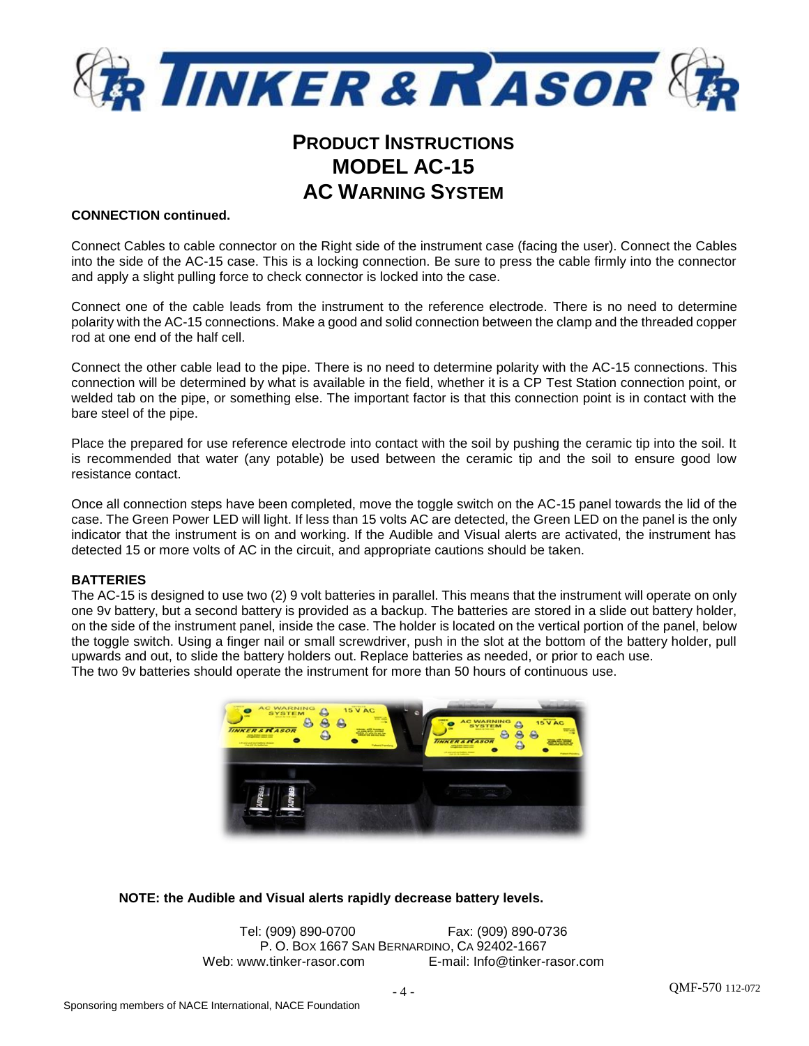# PRODUCT INSTRUCTIONS
# MODEL AC-15
# AC WARNING SYSTEM

**CONNECTION continued.**

Connect Cables to cable connector on the Right side of the instrument case (facing the user). Connect the Cables into the side of the AC-15 case. This is a locking connection. Be sure to press the cable firmly into the connector and apply a slight pulling force to check connector is locked into the case.

Connect one of the cable leads from the instrument to the reference electrode. There is no need to determine polarity with the AC-15 connections. Make a good and solid connection between the clamp and the threaded copper rod at one end of the half cell.

Connect the other cable lead to the pipe. There is no need to determine polarity with the AC-15 connections. This connection will be determined by what is available in the field, whether it is a CP Test Station connection point, or welded tab on the pipe, or something else. The important factor is that this connection point is in contact with the bare steel of the pipe.

Place the prepared for use reference electrode into contact with the soil by pushing the ceramic tip into the soil. It is recommended that water (any potable) be used between the ceramic tip and the soil to ensure good low resistance contact.

Once all connection steps have been completed, move the toggle switch on the AC-15 panel towards the lid of the case. The Green Power LED will light. If less than 15 volts AC are detected, the Green LED on the panel is the only indicator that the instrument is on and working. If the Audible and Visual alerts are activated, the instrument has detected 15 or more volts of AC in the circuit, and appropriate cautions should be taken.

**BATTERIES**

The AC-15 is designed to use two (2) 9 volt batteries in parallel. This means that the instrument will operate on only one 9v battery, but a second battery is provided as a backup. The batteries are stored in a slide out battery holder, on the side of the instrument panel, inside the case. The holder is located on the vertical portion of the panel, below the toggle switch. Using a finger nail or small screwdriver, push in the slot at the bottom of the battery holder, pull upwards and out, to slide the battery holders out. Replace batteries as needed, or prior to each use.
The two 9v batteries should operate the instrument for more than 50 hours of continuous use.

**NOTE: the Audible and Visual alerts rapidly decrease battery levels.**

Tel: (909) 890-0700 Fax: (909) 890-0736
P. O. BOX 1667 SAN BERNARDINO, CA 92402-1667
Web: www.tinker-rasor.com E-mail: Info@tinker-rasor.com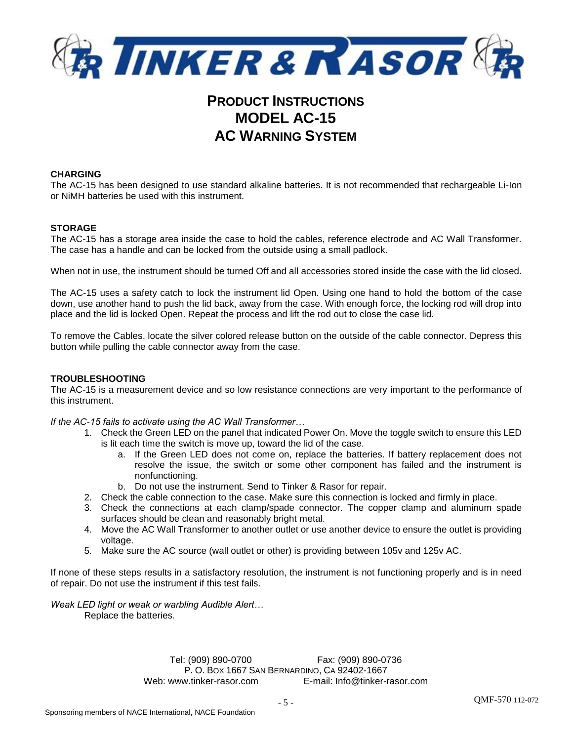# PRODUCT INSTRUCTIONS
# MODEL AC-15
# AC WARNING SYSTEM

**CHARGING**

The AC-15 has been designed to use standard alkaline batteries. It is not recommended that rechargeable Li-Ion or NiMH batteries be used with this instrument.

**STORAGE**

The AC-15 has a storage area inside the case to hold the cables, reference electrode and AC Wall Transformer. The case has a handle and can be locked from the outside using a small padlock.

When not in use, the instrument should be turned Off and all accessories stored inside the case with the lid closed.

The AC-15 uses a safety catch to lock the instrument lid Open. Using one hand to hold the bottom of the case down, use another hand to push the lid back, away from the case. With enough force, the locking rod will drop into place and the lid is locked Open. Repeat the process and lift the rod out to close the case lid.

To remove the Cables, locate the silver colored release button on the outside of the cable connector. Depress this button while pulling the cable connector away from the case.

**TROUBLESHOOTING**

The AC-15 is a measurement device and so low resistance connections are very important to the performance of this instrument.

*If the AC-15 fails to activate using the AC Wall Transformer…*

1. Check the Green LED on the panel that indicated Power On. Move the toggle switch to ensure this LED is lit each time the switch is move up, toward the lid of the case.
   a. If the Green LED does not come on, replace the batteries. If battery replacement does not resolve the issue, the switch or some other component has failed and the instrument is nonfunctioning.
   b. Do not use the instrument. Send to Tinker & Rasor for repair.
2. Check the cable connection to the case. Make sure this connection is locked and firmly in place.
3. Check the connections at each clamp/spade connector. The copper clamp and aluminum spade surfaces should be clean and reasonably bright metal.
4. Move the AC Wall Transformer to another outlet or use another device to ensure the outlet is providing voltage.
5. Make sure the AC source (wall outlet or other) is providing between 105v and 125v AC.

If none of these steps results in a satisfactory resolution, the instrument is not functioning properly and is in need of repair. Do not use the instrument if this test fails.

*Weak LED light or weak or warbling Audible Alert…*

Replace the batteries.

Tel: (909) 890-0700 Fax: (909) 890-0736
P. O. BOX 1667 SAN BERNARDINO, CA 92402-1667
Web: www.tinker-rasor.com E-mail: Info@tinker-rasor.com

QMF-570 112-072

Sponsoring members of NACE International, NACE Foundation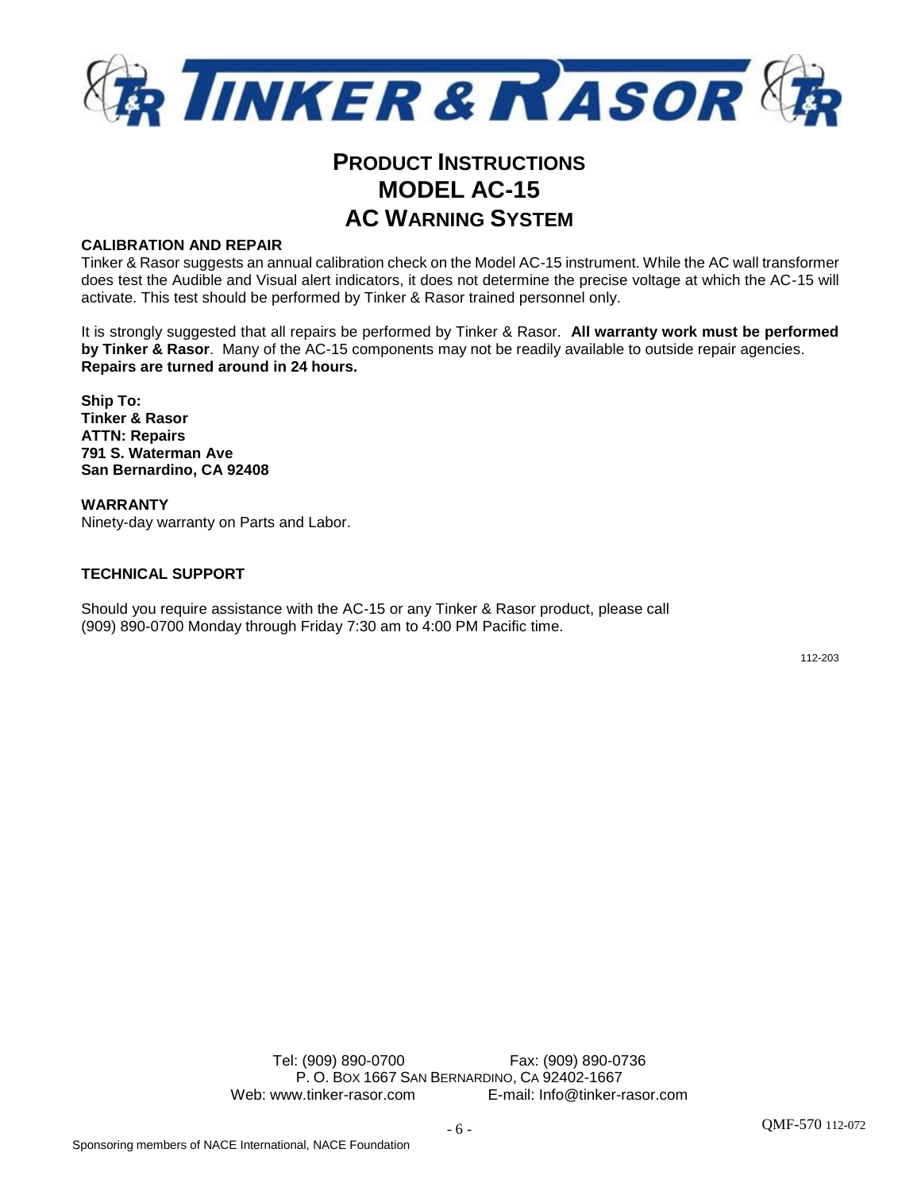# PRODUCT INSTRUCTIONS
# MODEL AC-15
# AC WARNING SYSTEM

**CALIBRATION AND REPAIR**

Tinker & Rasor suggests an annual calibration check on the Model AC-15 instrument. While the AC wall transformer does test the Audible and Visual alert indicators, it does not determine the precise voltage at which the AC-15 will activate. This test should be performed by Tinker & Rasor trained personnel only.

It is strongly suggested that all repairs be performed by Tinker & Rasor. **All warranty work must be performed by Tinker & Rasor**. Many of the AC-15 components may not be readily available to outside repair agencies. **Repairs are turned around in 24 hours.**

**Ship To:**
**Tinker & Rasor**
**ATTN: Repairs**
**791 S. Waterman Ave**
**San Bernardino, CA 92408**

**WARRANTY**

Ninety-day warranty on Parts and Labor.

**TECHNICAL SUPPORT**

Should you require assistance with the AC-15 or any Tinker & Rasor product, please call (909) 890-0700 Monday through Friday 7:30 am to 4:00 PM Pacific time.

112-203

Tel: (909) 890-0700 Fax: (909) 890-0736
P. O. BOX 1667 SAN BERNARDINO, CA 92402-1667
Web: www.tinker-rasor.com E-mail: Info@tinker-rasor.com

QMF-570 112-072

Sponsoring members of NACE International, NACE Foundation